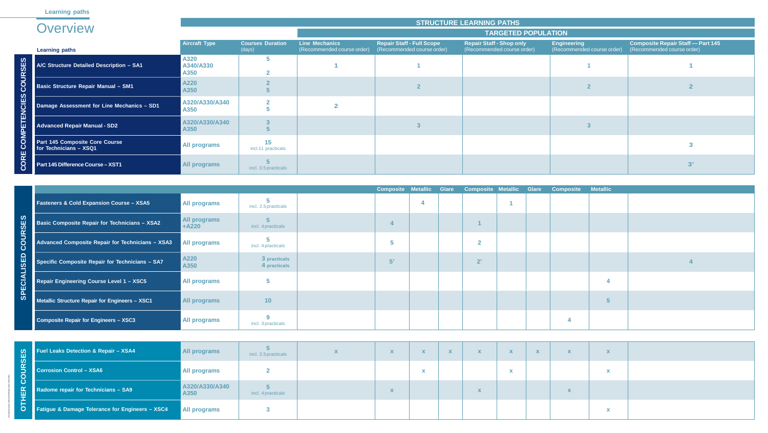# Overview

| | Learning paths | Aircraft Type | Courses Duration (days) | Line Mechanics (Recommended course order) | Repair Staff - Full Scope (Recommended course order) | | | Repair Staff - Shop only (Recommended course order) | | | Engineering (Recommended course order) | | Composite Repair Staff — Part 145 (Recommended course order) |
|---|---|---|---|---|---|---|---|---|---|---|---|---|---|
| | | | | | Composite | Metallic | Glare | Composite | Metallic | Glare | Composite | Metallic | |
| **CORE COMPETENCIES COURSES** | **A/C Structure Detailed Description – SA1** | A320<br>A340/A330<br>A350 | 5<br>2 | 1 | 1 | | | | | | 1 | | 1 |
| | **Basic Structure Repair Manual – SM1** | A220<br>A350 | 2<br>5 | | 2 | | | | | | 2 | | 2 |
| | **Damage Assessment for Line Mechanics – SD1** | A320/A330/A340<br>A350 | 2<br>5 | 2 | | | | | | | | | |
| | **Advanced Repair Manual - SD2** | A320/A330/A340<br>A350 | 3<br>5 | | 3 | | | | | | 3 | | |
| | **Part 145 Composite Core Course for Technicians – XSQ1** | All programs | 15<br>incl.11 practicals | | | | | | | | | | 3 |
| | **Part 145 Difference Course – XST1** | All programs | 5<br>incl. 0.5 practicals | | | | | | | | | | 3' |
| **SPECIALISED COURSES** | **Fasteners & Cold Expansion Course – XSA5** | All programs | 5<br>incl. 2.5 practicals | | | 4 | | | 1 | | | | |
| | **Basic Composite Repair for Technicians – XSA2** | All programs<br>+A220 | 5<br>incl. 4 practicals | | 4 | | | 1 | | | | | |
| | **Advanced Composite Repair for Technicians – XSA3** | All programs | 5<br>incl. 4 practicals | | 5 | | | 2 | | | | | |
| | **Specific Composite Repair for Technicians – SA7** | A220<br>A350 | 3 practicals<br>4 practicals | | 5' | | | 2' | | | | | 4 |
| | **Repair Engineering Course Level 1 – XSC5** | All programs | 5 | | | | | | | | | 4 | |
| | **Metallic Structure Repair for Engineers – XSC1** | All programs | 10 | | | | | | | | | 5 | |
| | **Composite Repair for Engineers – XSC3** | All programs | 9<br>incl. 3 practicals | | | | | | | | 4 | | |
| **OTHER COURSES** | **Fuel Leaks Detection & Repair – XSA4** | All programs | 5<br>incl. 2.5 practicals | x | x | x | x | x | x | x | x | x | |
| | **Corrosion Control – XSA6** | All programs | 2 | | | x | | | x | | | x | |
| | **Radome repair for Technicians – SA9** | A320/A330/A340<br>A350 | 5<br>incl. 4 practicals | | x | | | x | | | x | | |
| | **Fatigue & Damage Tolerance for Engineers – XSC4** | All programs | 3 | | | | | | | | | x | |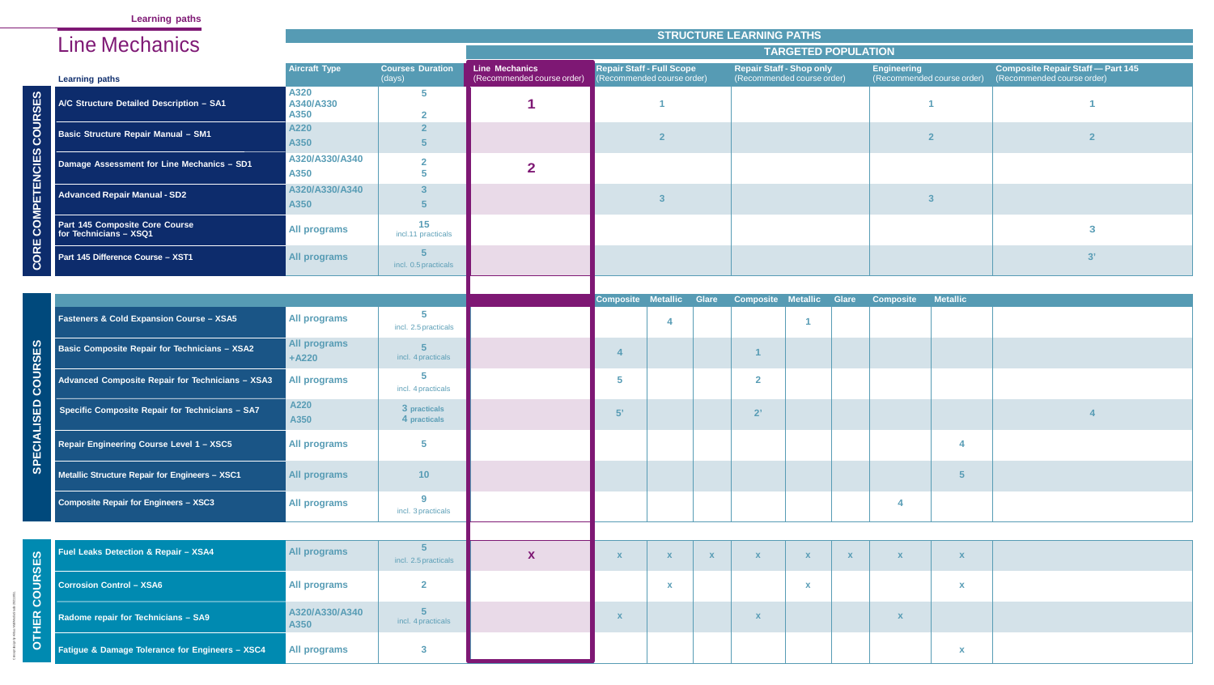Learning paths

# Line Mechanics

**STRUCTURE LEARNING PATHS**

| | Learning paths | Aircraft Type | Courses Duration (days) | Line Mechanics (Recommended course order) | Repair Staff - Full Scope (Recommended course order) | | | Repair Staff - Shop only (Recommended course order) | | | Engineering (Recommended course order) | | Composite Repair Staff — Part 145 (Recommended course order) |
|---|---|---|---|---|---|---|---|---|---|---|---|---|---|
| | | | | | Composite | Metallic | Glare | Composite | Metallic | Glare | Composite | Metallic | |
| **CORE COMPETENCIES COURSES** | A/C Structure Detailed Description – SA1 | A320<br>A340/A330<br>A350 | 5<br>2 | 1 | 1 | | | | | | 1 | | 1 |
| | Basic Structure Repair Manual – SM1 | A220<br>A350 | 2<br>5 | | 2 | | | | | | 2 | | 2 |
| | Damage Assessment for Line Mechanics – SD1 | A320/A330/A340<br>A350 | 2<br>5 | 2 | | | | | | | | | |
| | Advanced Repair Manual - SD2 | A320/A330/A340<br>A350 | 3<br>5 | | 3 | | | | | | 3 | | |
| | Part 145 Composite Core Course for Technicians – XSQ1 | All programs | 15 incl.11 practicals | | | | | | | | | | 3 |
| | Part 145 Difference Course – XST1 | All programs | 5 incl. 0.5 practicals | | | | | | | | | | 3' |
| **SPECIALISED COURSES** | Fasteners & Cold Expansion Course – XSA5 | All programs | 5 incl. 2.5 practicals | | | 4 | | | 1 | | | | |
| | Basic Composite Repair for Technicians – XSA2 | All programs +A220 | 5 incl. 4 practicals | | 4 | | | 1 | | | | | |
| | Advanced Composite Repair for Technicians – XSA3 | All programs | 5 incl. 4 practicals | | 5 | | | 2 | | | | | |
| | Specific Composite Repair for Technicians – SA7 | A220<br>A350 | 3 practicals<br>4 practicals | | 5' | | | 2' | | | | | 4 |
| | Repair Engineering Course Level 1 – XSC5 | All programs | 5 | | | | | | | | | 4 | |
| | Metallic Structure Repair for Engineers – XSC1 | All programs | 10 | | | | | | | | | 5 | |
| | Composite Repair for Engineers – XSC3 | All programs | 9 incl. 3 practicals | | | | | | | | 4 | | |
| **OTHER COURSES** | Fuel Leaks Detection & Repair – XSA4 | All programs | 5 incl. 2.5 practicals | x | x | x | x | x | x | x | x | x | |
| | Corrosion Control – XSA6 | All programs | 2 | | | x | | | x | | | x | |
| | Radome repair for Technicians – SA9 | A320/A330/A340<br>A350 | 5 incl. 4 practicals | | x | | | x | | | x | | |
| | Fatigue & Damage Tolerance for Engineers – XSC4 | All programs | 3 | | | | | | | | | x | |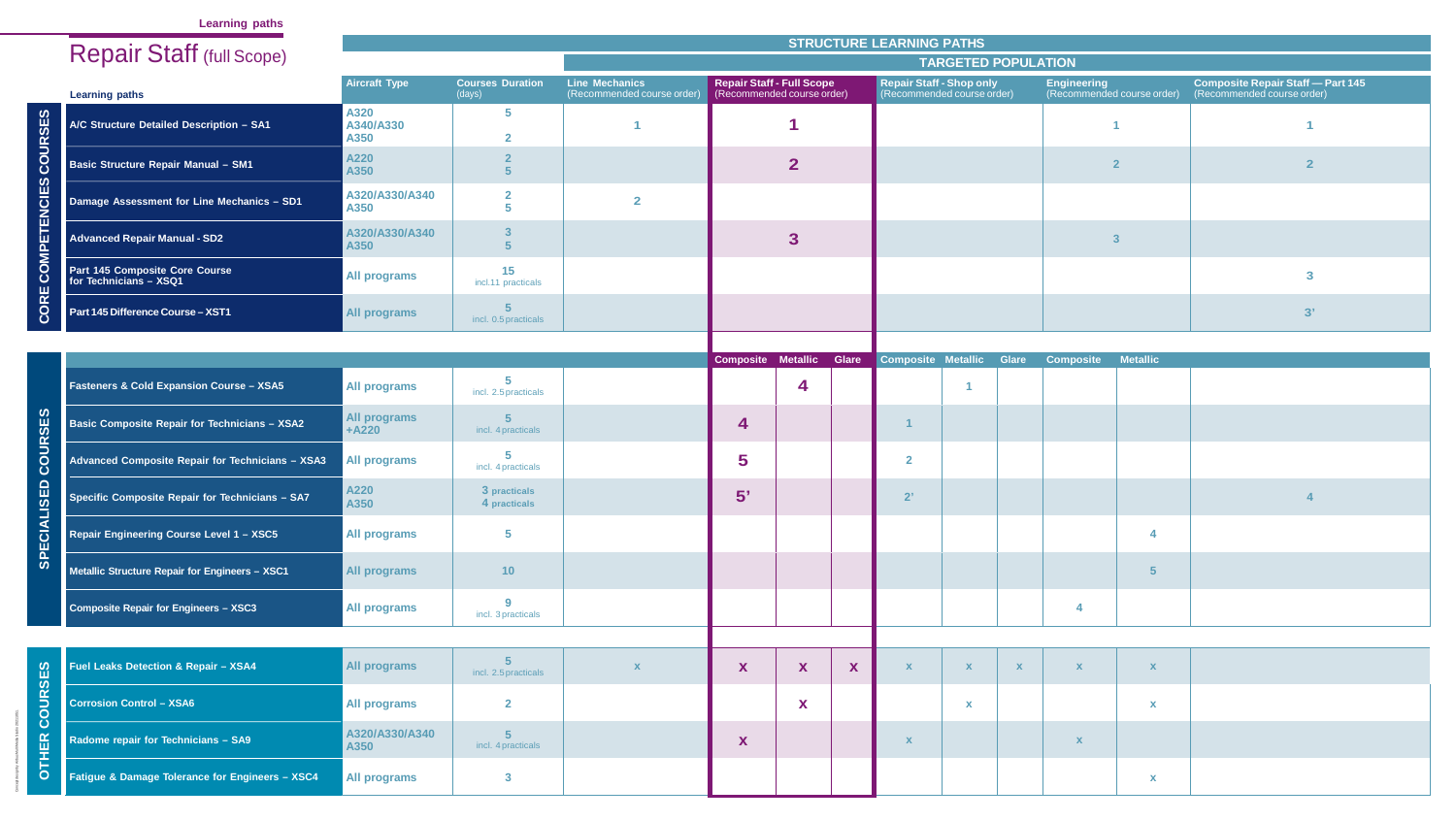Learning paths

# Repair Staff (full Scope)

| | | STRUCTURE LEARNING PATHS | | | | | | | | | | | |
|---|---|---|---|---|---|---|---|---|---|---|---|---|---|
| | | | | TARGETED POPULATION | | | | | | | | | |
| | Learning paths | Aircraft Type | Courses Duration (days) | Line Mechanics (Recommended course order) | Repair Staff - Full Scope (Recommended course order) | | | Repair Staff - Shop only (Recommended course order) | | | Engineering (Recommended course order) | | Composite Repair Staff — Part 145 (Recommended course order) |
| CORE COMPETENCIES COURSES | A/C Structure Detailed Description – SA1 | A320 A340/A330 A350 | 5 2 | 1 | 1 | | | | | | 1 | | 1 |
| | Basic Structure Repair Manual – SM1 | A220 A350 | 2 5 | | 2 | | | | | | 2 | | 2 |
| | Damage Assessment for Line Mechanics – SD1 | A320/A330/A340 A350 | 2 5 | 2 | | | | | | | | | |
| | Advanced Repair Manual - SD2 | A320/A330/A340 A350 | 3 5 | | 3 | | | | | | 3 | | |
| | Part 145 Composite Core Course for Technicians – XSQ1 | All programs | 15 incl.11 practicals | | | | | | | | | | 3 |
| | Part 145 Difference Course – XST1 | All programs | 5 incl. 0.5 practicals | | | | | | | | | | 3' |
| | | | | | Composite | Metallic | Glare | Composite | Metallic | Glare | Composite | Metallic | |
| SPECIALISED COURSES | Fasteners & Cold Expansion Course – XSA5 | All programs | 5 incl. 2.5 practicals | | | 4 | | | 1 | | | | |
| | Basic Composite Repair for Technicians – XSA2 | All programs +A220 | 5 incl. 4 practicals | | 4 | | | 1 | | | | | |
| | Advanced Composite Repair for Technicians – XSA3 | All programs | 5 incl. 4 practicals | | 5 | | | 2 | | | | | |
| | Specific Composite Repair for Technicians – SA7 | A220 A350 | 3 practicals 4 practicals | | 5' | | | 2' | | | | | 4 |
| | Repair Engineering Course Level 1 – XSC5 | All programs | 5 | | | | | | | | | 4 | |
| | Metallic Structure Repair for Engineers – XSC1 | All programs | 10 | | | | | | | | | 5 | |
| | Composite Repair for Engineers – XSC3 | All programs | 9 incl. 3 practicals | | | | | | | | 4 | | |
| OTHER COURSES | Fuel Leaks Detection & Repair – XSA4 | All programs | 5 incl. 2.5 practicals | x | x | x | x | x | x | x | x | x | |
| | Corrosion Control – XSA6 | All programs | 2 | | | x | | | x | | | x | |
| | Radome repair for Technicians – SA9 | A320/A330/A340 A350 | 5 incl. 4 practicals | | x | | | x | | | x | | |
| | Fatigue & Damage Tolerance for Engineers – XSC4 | All programs | 3 | | | | | | | | | x | |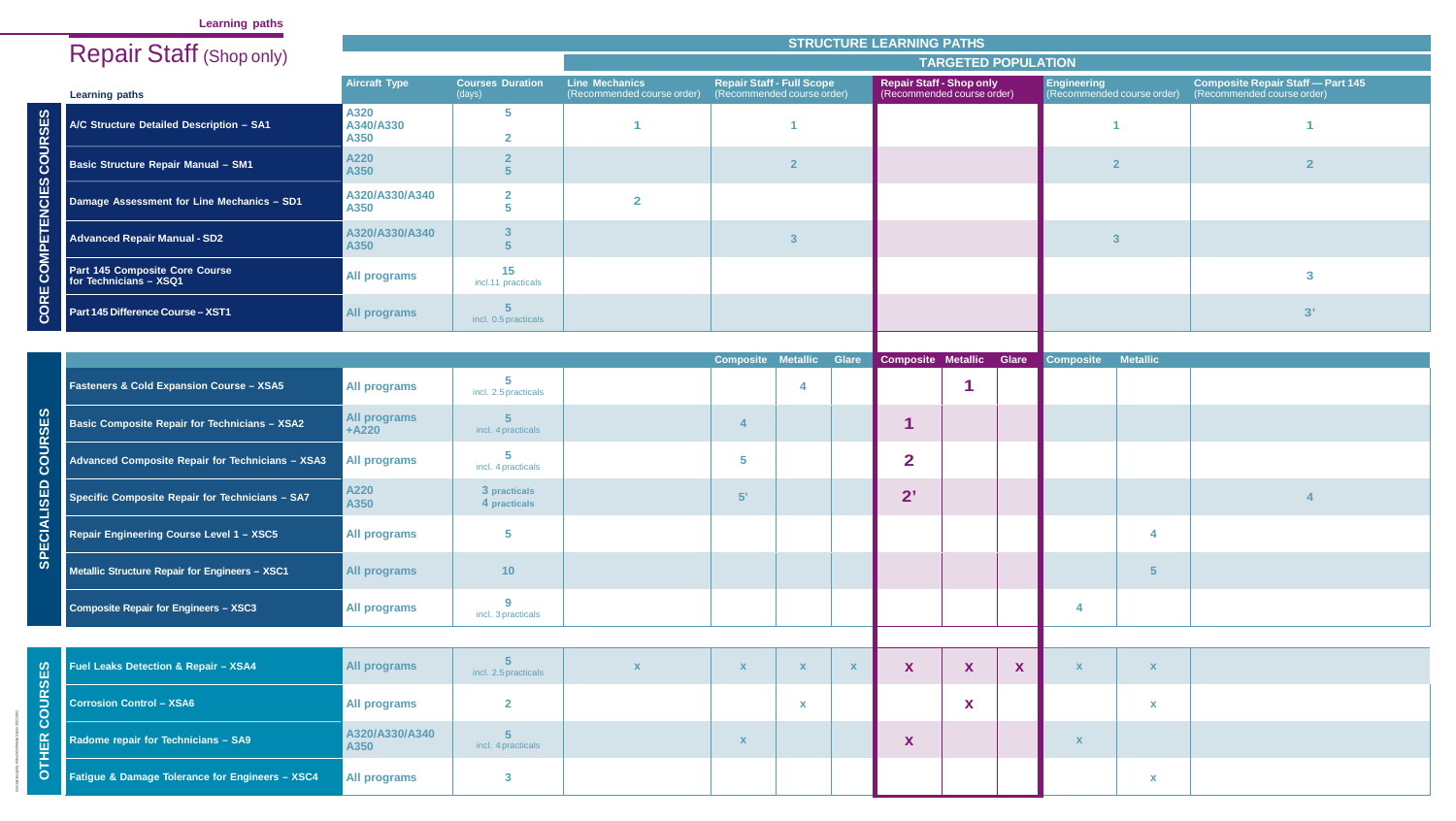Learning paths

# Repair Staff (Shop only)

**STRUCTURE LEARNING PATHS**

| | Learning paths | Aircraft Type | Courses Duration (days) | TARGETED POPULATION: Line Mechanics (Recommended course order) | Repair Staff - Full Scope (Recommended course order) | | | Repair Staff - Shop only (Recommended course order) | | | Engineering (Recommended course order) | | Composite Repair Staff — Part 145 (Recommended course order) |
|---|---|---|---|---|---|---|---|---|---|---|---|---|---|
| **CORE COMPETENCIES COURSES** | **A/C Structure Detailed Description – SA1** | A320<br>A340/A330<br>A350 | 5<br><br>2 | 1 | 1 | | | | | | 1 | | 1 |
| | **Basic Structure Repair Manual – SM1** | A220<br>A350 | 2<br>5 | | 2 | | | | | | 2 | | 2 |
| | **Damage Assessment for Line Mechanics – SD1** | A320/A330/A340<br>A350 | 2<br>5 | 2 | | | | | | | | | |
| | **Advanced Repair Manual - SD2** | A320/A330/A340<br>A350 | 3<br>5 | | 3 | | | | | | 3 | | |
| | **Part 145 Composite Core Course for Technicians – XSQ1** | All programs | 15<br>incl.11 practicals | | | | | | | | | | 3 |
| | **Part 145 Difference Course – XST1** | All programs | 5<br>incl. 0.5 practicals | | | | | | | | | | 3' |
| | | | | | **Composite** | **Metallic** | **Glare** | **Composite** | **Metallic** | **Glare** | **Composite** | **Metallic** | |
| **SPECIALISED COURSES** | **Fasteners & Cold Expansion Course – XSA5** | All programs | 5<br>incl. 2.5 practicals | | | 4 | | | 1 | | | | |
| | **Basic Composite Repair for Technicians – XSA2** | All programs<br>+A220 | 5<br>incl. 4 practicals | | 4 | | | 1 | | | | | |
| | **Advanced Composite Repair for Technicians – XSA3** | All programs | 5<br>incl. 4 practicals | | 5 | | | 2 | | | | | |
| | **Specific Composite Repair for Technicians – SA7** | A220<br>A350 | 3 practicals<br>4 practicals | | 5' | | | 2' | | | | | 4 |
| | **Repair Engineering Course Level 1 – XSC5** | All programs | 5 | | | | | | | | | 4 | |
| | **Metallic Structure Repair for Engineers – XSC1** | All programs | 10 | | | | | | | | | 5 | |
| | **Composite Repair for Engineers – XSC3** | All programs | 9<br>incl. 3 practicals | | | | | | | | 4 | | |
| **OTHER COURSES** | **Fuel Leaks Detection & Repair – XSA4** | All programs | 5<br>incl. 2.5 practicals | x | x | x | x | x | x | x | x | x | |
| | **Corrosion Control – XSA6** | All programs | 2 | | | x | | | x | | | x | |
| | **Radome repair for Technicians – SA9** | A320/A330/A340<br>A350 | 5<br>incl. 4 practicals | | x | | | x | | | x | | |
| | **Fatigue & Damage Tolerance for Engineers – XSC4** | All programs | 3 | | | | | | | | | x | |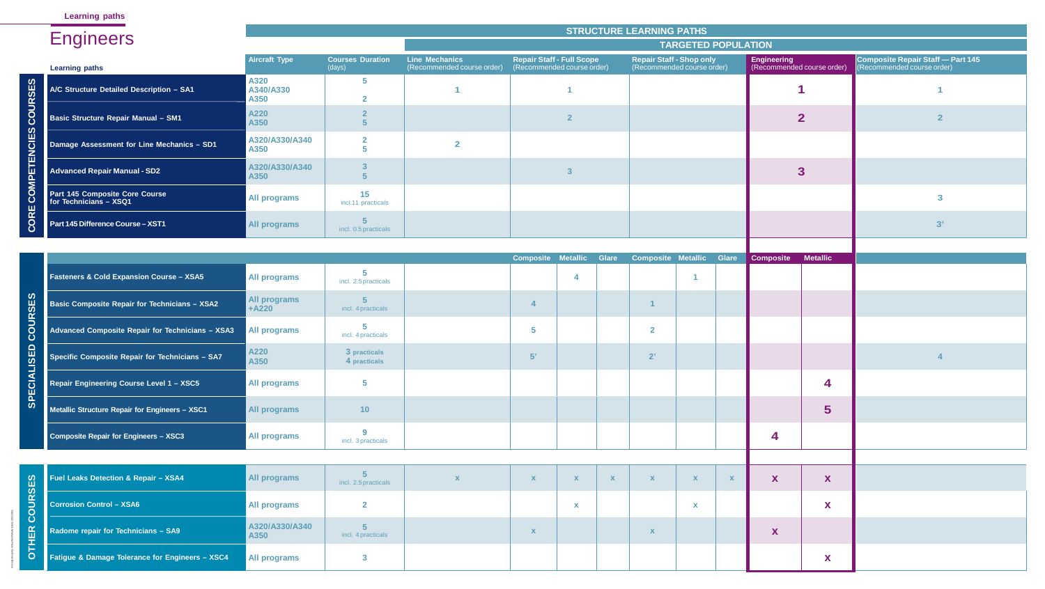Learning paths

# Engineers

## STRUCTURE LEARNING PATHS

### CORE COMPETENCIES COURSES

| Learning paths | Aircraft Type | Courses Duration (days) | Line Mechanics (Recommended course order) | Repair Staff - Full Scope (Recommended course order) | Repair Staff - Shop only (Recommended course order) | Engineering (Recommended course order) | Composite Repair Staff — Part 145 (Recommended course order) |
|---|---|---|---|---|---|---|---|
| A/C Structure Detailed Description – SA1 | A320<br>A340/A330<br>A350 | 5<br><br>2 | 1 | 1 | | 1 | 1 |
| Basic Structure Repair Manual – SM1 | A220<br>A350 | 2<br>5 | | 2 | | 2 | 2 |
| Damage Assessment for Line Mechanics – SD1 | A320/A330/A340<br>A350 | 2<br>5 | 2 | | | | |
| Advanced Repair Manual - SD2 | A320/A330/A340<br>A350 | 3<br>5 | | 3 | | 3 | |
| Part 145 Composite Core Course for Technicians – XSQ1 | All programs | 15<br>incl.11 practicals | | | | | 3 |
| Part 145 Difference Course – XST1 | All programs | 5<br>incl. 0.5 practicals | | | | | 3' |

### SPECIALISED COURSES and OTHER COURSES

| Section | Learning paths | Aircraft Type | Courses Duration (days) | Line Mechanics | Repair Staff - Full Scope: Composite | Repair Staff - Full Scope: Metallic | Repair Staff - Full Scope: Glare | Repair Staff - Shop only: Composite | Repair Staff - Shop only: Metallic | Repair Staff - Shop only: Glare | Engineering: Composite | Engineering: Metallic | Composite Repair Staff — Part 145 |
|---|---|---|---|---|---|---|---|---|---|---|---|---|---|
| SPECIALISED COURSES | Fasteners & Cold Expansion Course – XSA5 | All programs | 5<br>incl. 2.5 practicals | | | 4 | | | 1 | | | | |
| | Basic Composite Repair for Technicians – XSA2 | All programs<br>+A220 | 5<br>incl. 4 practicals | | 4 | | | 1 | | | | | |
| | Advanced Composite Repair for Technicians – XSA3 | All programs | 5<br>incl. 4 practicals | | 5 | | | 2 | | | | | |
| | Specific Composite Repair for Technicians – SA7 | A220<br>A350 | 3 practicals<br>4 practicals | | 5' | | | 2' | | | | | 4 |
| | Repair Engineering Course Level 1 – XSC5 | All programs | 5 | | | | | | | | | 4 | |
| | Metallic Structure Repair for Engineers – XSC1 | All programs | 10 | | | | | | | | | 5 | |
| | Composite Repair for Engineers – XSC3 | All programs | 9<br>incl. 3 practicals | | | | | | | | 4 | | |
| OTHER COURSES | Fuel Leaks Detection & Repair – XSA4 | All programs | 5<br>incl. 2.5 practicals | x | x | x | x | x | x | x | x | x | |
| | Corrosion Control – XSA6 | All programs | 2 | | | x | | | x | | | x | |
| | Radome repair for Technicians – SA9 | A320/A330/A340<br>A350 | 5<br>incl. 4 practicals | | x | | | x | | | x | | |
| | Fatigue & Damage Tolerance for Engineers – XSC4 | All programs | 3 | | | | | | | | | x | |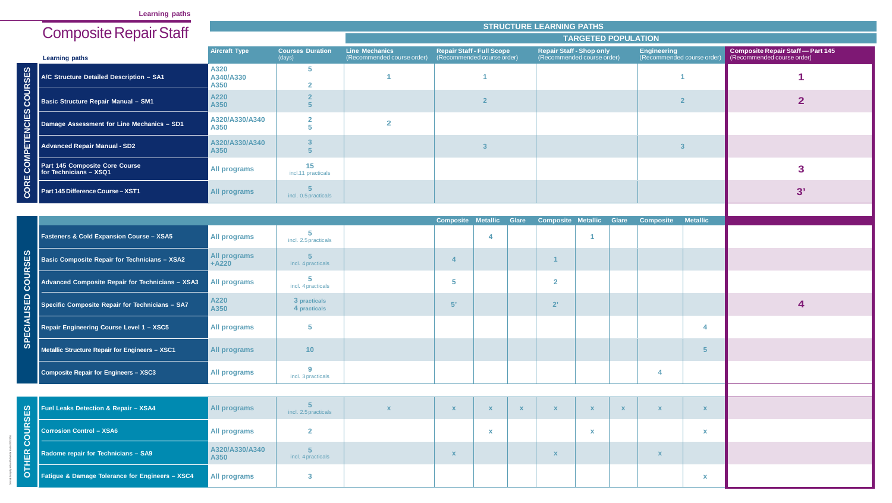# Composite Repair Staff

**Learning paths**

| Learning paths | | STRUCTURE LEARNING PATHS | | | | | | | | | | | | |
|---|---|---|---|---|---|---|---|---|---|---|---|---|---|---|
| | | Aircraft Type | Courses Duration (days) | TARGETED POPULATION | | | | | | | | | | |
| | | | | Line Mechanics (Recommended course order) | Repair Staff - Full Scope (Recommended course order) | | | Repair Staff - Shop only (Recommended course order) | | | Engineering (Recommended course order) | | Composite Repair Staff — Part 145 (Recommended course order) |
| CORE COMPETENCIES COURSES | A/C Structure Detailed Description – SA1 | A320 A340/A330 A350 | 5 2 | 1 | 1 | | | | | | 1 | | 1 |
| | Basic Structure Repair Manual – SM1 | A220 A350 | 2 5 | | 2 | | | | | | 2 | | 2 |
| | Damage Assessment for Line Mechanics – SD1 | A320/A330/A340 A350 | 2 5 | 2 | | | | | | | | | |
| | Advanced Repair Manual - SD2 | A320/A330/A340 A350 | 3 5 | | 3 | | | | | | 3 | | |
| | Part 145 Composite Core Course for Technicians – XSQ1 | All programs | 15 incl.11 practicals | | | | | | | | | | 3 |
| | Part 145 Difference Course – XST1 | All programs | 5 incl. 0.5 practicals | | | | | | | | | | 3' |
| | | | | | Composite | Metallic | Glare | Composite | Metallic | Glare | Composite | Metallic | |
| SPECIALISED COURSES | Fasteners & Cold Expansion Course – XSA5 | All programs | 5 incl. 2.5 practicals | | | 4 | | | 1 | | | | |
| | Basic Composite Repair for Technicians – XSA2 | All programs +A220 | 5 incl. 4 practicals | | 4 | | | 1 | | | | | |
| | Advanced Composite Repair for Technicians – XSA3 | All programs | 5 incl. 4 practicals | | 5 | | | 2 | | | | | |
| | Specific Composite Repair for Technicians – SA7 | A220 A350 | 3 practicals 4 practicals | | 5' | | | 2' | | | | | 4 |
| | Repair Engineering Course Level 1 – XSC5 | All programs | 5 | | | | | | | | | 4 | |
| | Metallic Structure Repair for Engineers – XSC1 | All programs | 10 | | | | | | | | | 5 | |
| | Composite Repair for Engineers – XSC3 | All programs | 9 incl. 3 practicals | | | | | | | | 4 | | |
| OTHER COURSES | Fuel Leaks Detection & Repair – XSA4 | All programs | 5 incl. 2.5 practicals | x | x | x | x | x | x | x | x | x | |
| | Corrosion Control – XSA6 | All programs | 2 | | | x | | | x | | | x | |
| | Radome repair for Technicians – SA9 | A320/A330/A340 A350 | 5 incl. 4 practicals | | x | | | x | | | x | | |
| | Fatigue & Damage Tolerance for Engineers – XSC4 | All programs | 3 | | | | | | | | | x | |